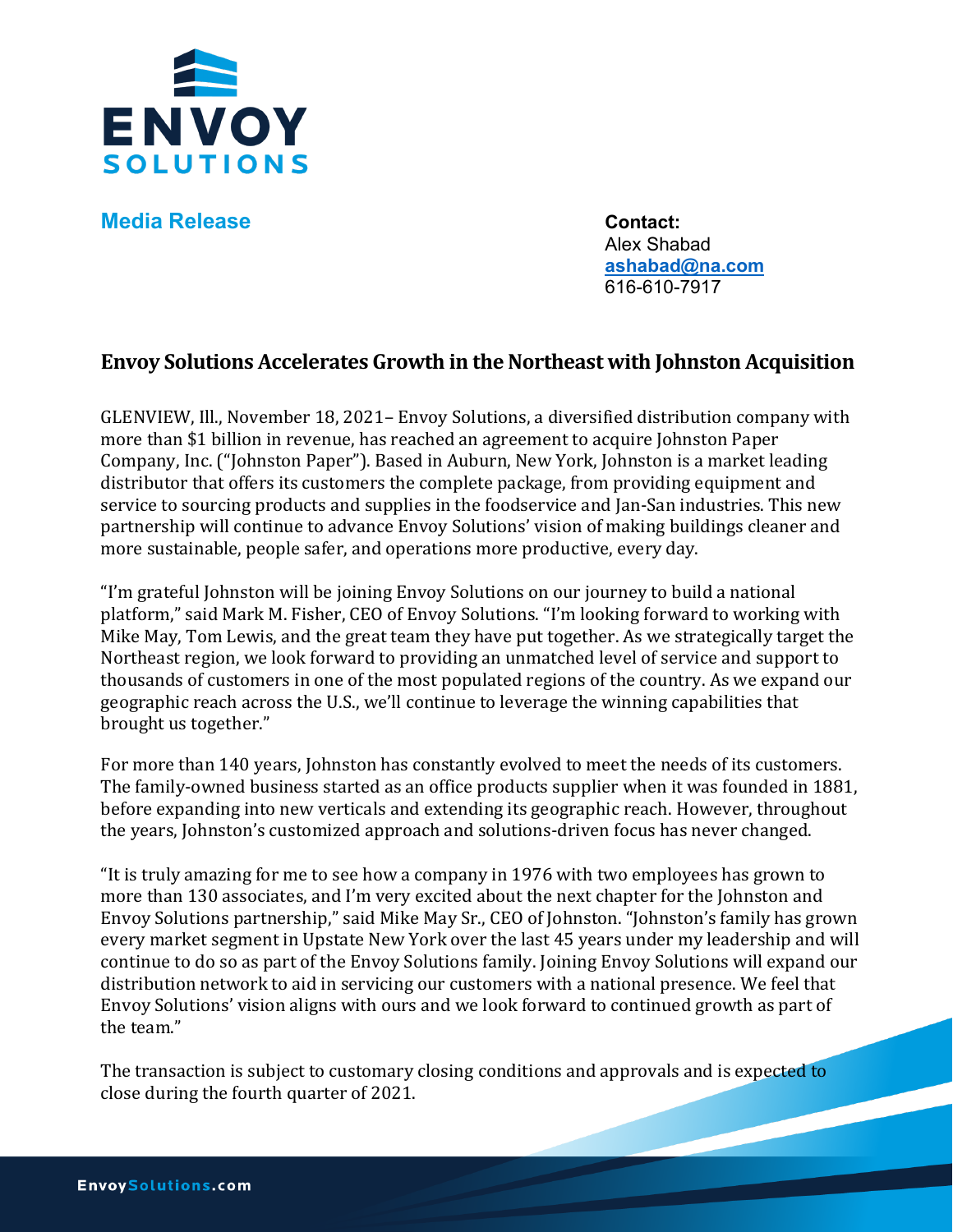**Media Release**

**Contact:**
Alex Shabad
**ashabad@na.com**
616-610-7917

## Envoy Solutions Accelerates Growth in the Northeast with Johnston Acquisition

GLENVIEW, Ill., November 18, 2021– Envoy Solutions, a diversified distribution company with more than $1 billion in revenue, has reached an agreement to acquire Johnston Paper Company, Inc. ("Johnston Paper"). Based in Auburn, New York, Johnston is a market leading distributor that offers its customers the complete package, from providing equipment and service to sourcing products and supplies in the foodservice and Jan-San industries. This new partnership will continue to advance Envoy Solutions' vision of making buildings cleaner and more sustainable, people safer, and operations more productive, every day.

"I'm grateful Johnston will be joining Envoy Solutions on our journey to build a national platform," said Mark M. Fisher, CEO of Envoy Solutions. "I'm looking forward to working with Mike May, Tom Lewis, and the great team they have put together. As we strategically target the Northeast region, we look forward to providing an unmatched level of service and support to thousands of customers in one of the most populated regions of the country. As we expand our geographic reach across the U.S., we'll continue to leverage the winning capabilities that brought us together."

For more than 140 years, Johnston has constantly evolved to meet the needs of its customers. The family-owned business started as an office products supplier when it was founded in 1881, before expanding into new verticals and extending its geographic reach. However, throughout the years, Johnston's customized approach and solutions-driven focus has never changed.

"It is truly amazing for me to see how a company in 1976 with two employees has grown to more than 130 associates, and I'm very excited about the next chapter for the Johnston and Envoy Solutions partnership," said Mike May Sr., CEO of Johnston. "Johnston's family has grown every market segment in Upstate New York over the last 45 years under my leadership and will continue to do so as part of the Envoy Solutions family. Joining Envoy Solutions will expand our distribution network to aid in servicing our customers with a national presence. We feel that Envoy Solutions' vision aligns with ours and we look forward to continued growth as part of the team."

The transaction is subject to customary closing conditions and approvals and is expected to close during the fourth quarter of 2021.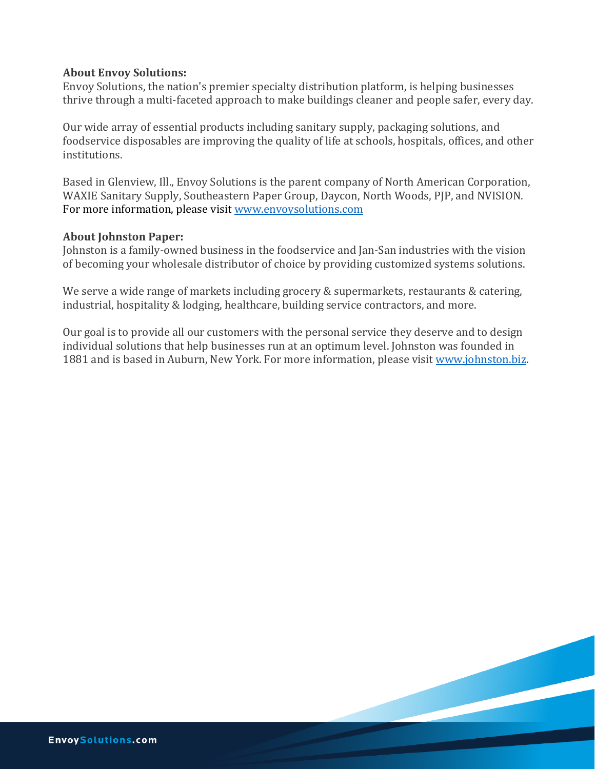**About Envoy Solutions:**
Envoy Solutions, the nation's premier specialty distribution platform, is helping businesses thrive through a multi-faceted approach to make buildings cleaner and people safer, every day.

Our wide array of essential products including sanitary supply, packaging solutions, and foodservice disposables are improving the quality of life at schools, hospitals, offices, and other institutions.

Based in Glenview, Ill., Envoy Solutions is the parent company of North American Corporation, WAXIE Sanitary Supply, Southeastern Paper Group, Daycon, North Woods, PJP, and NVISION. For more information, please visit [www.envoysolutions.com](http://www.envoysolutions.com)

**About Johnston Paper:**
Johnston is a family-owned business in the foodservice and Jan-San industries with the vision of becoming your wholesale distributor of choice by providing customized systems solutions.

We serve a wide range of markets including grocery & supermarkets, restaurants & catering, industrial, hospitality & lodging, healthcare, building service contractors, and more.

Our goal is to provide all our customers with the personal service they deserve and to design individual solutions that help businesses run at an optimum level. Johnston was founded in 1881 and is based in Auburn, New York. For more information, please visit [www.johnston.biz](http://www.johnston.biz).